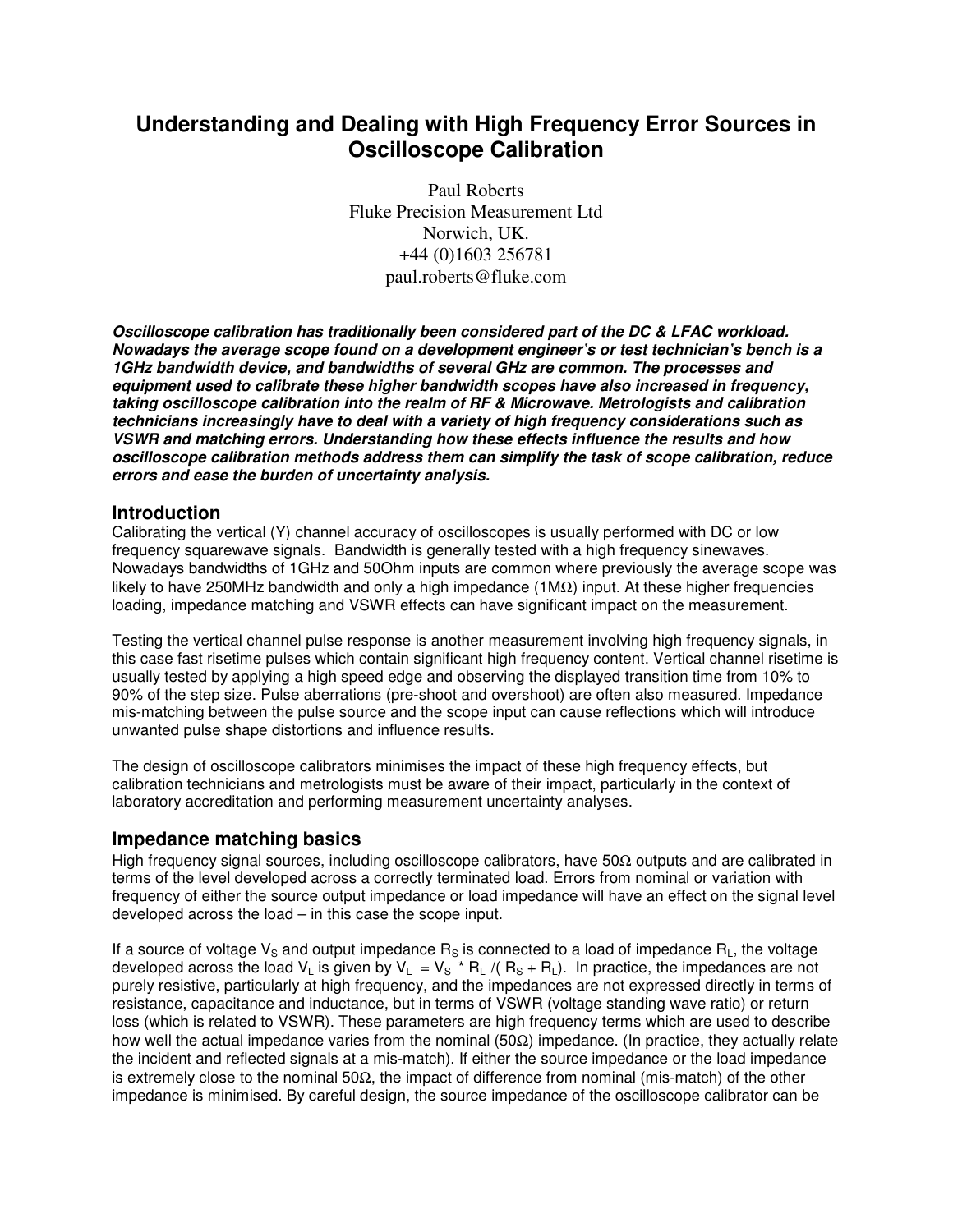# Understanding and Dealing with High Frequency Error Sources in Oscilloscope Calibration

Paul Roberts
Fluke Precision Measurement Ltd
Norwich, UK.
+44 (0)1603 256781
paul.roberts@fluke.com

***Oscilloscope calibration has traditionally been considered part of the DC & LFAC workload. Nowadays the average scope found on a development engineer's or test technician's bench is a 1GHz bandwidth device, and bandwidths of several GHz are common. The processes and equipment used to calibrate these higher bandwidth scopes have also increased in frequency, taking oscilloscope calibration into the realm of RF & Microwave. Metrologists and calibration technicians increasingly have to deal with a variety of high frequency considerations such as VSWR and matching errors. Understanding how these effects influence the results and how oscilloscope calibration methods address them can simplify the task of scope calibration, reduce errors and ease the burden of uncertainty analysis.***

## Introduction

Calibrating the vertical (Y) channel accuracy of oscilloscopes is usually performed with DC or low frequency squarewave signals. Bandwidth is generally tested with a high frequency sinewaves. Nowadays bandwidths of 1GHz and 50Ohm inputs are common where previously the average scope was likely to have 250MHz bandwidth and only a high impedance (1MΩ) input. At these higher frequencies loading, impedance matching and VSWR effects can have significant impact on the measurement.

Testing the vertical channel pulse response is another measurement involving high frequency signals, in this case fast risetime pulses which contain significant high frequency content. Vertical channel risetime is usually tested by applying a high speed edge and observing the displayed transition time from 10% to 90% of the step size. Pulse aberrations (pre-shoot and overshoot) are often also measured. Impedance mis-matching between the pulse source and the scope input can cause reflections which will introduce unwanted pulse shape distortions and influence results.

The design of oscilloscope calibrators minimises the impact of these high frequency effects, but calibration technicians and metrologists must be aware of their impact, particularly in the context of laboratory accreditation and performing measurement uncertainty analyses.

## Impedance matching basics

High frequency signal sources, including oscilloscope calibrators, have 50Ω outputs and are calibrated in terms of the level developed across a correctly terminated load. Errors from nominal or variation with frequency of either the source output impedance or load impedance will have an effect on the signal level developed across the load – in this case the scope input.

If a source of voltage $V_S$ and output impedance $R_S$ is connected to a load of impedance $R_L$, the voltage developed across the load $V_L$ is given by $V_L = V_S * R_L / (R_S + R_L)$. In practice, the impedances are not purely resistive, particularly at high frequency, and the impedances are not expressed directly in terms of resistance, capacitance and inductance, but in terms of VSWR (voltage standing wave ratio) or return loss (which is related to VSWR). These parameters are high frequency terms which are used to describe how well the actual impedance varies from the nominal (50Ω) impedance. (In practice, they actually relate the incident and reflected signals at a mis-match). If either the source impedance or the load impedance is extremely close to the nominal 50Ω, the impact of difference from nominal (mis-match) of the other impedance is minimised. By careful design, the source impedance of the oscilloscope calibrator can be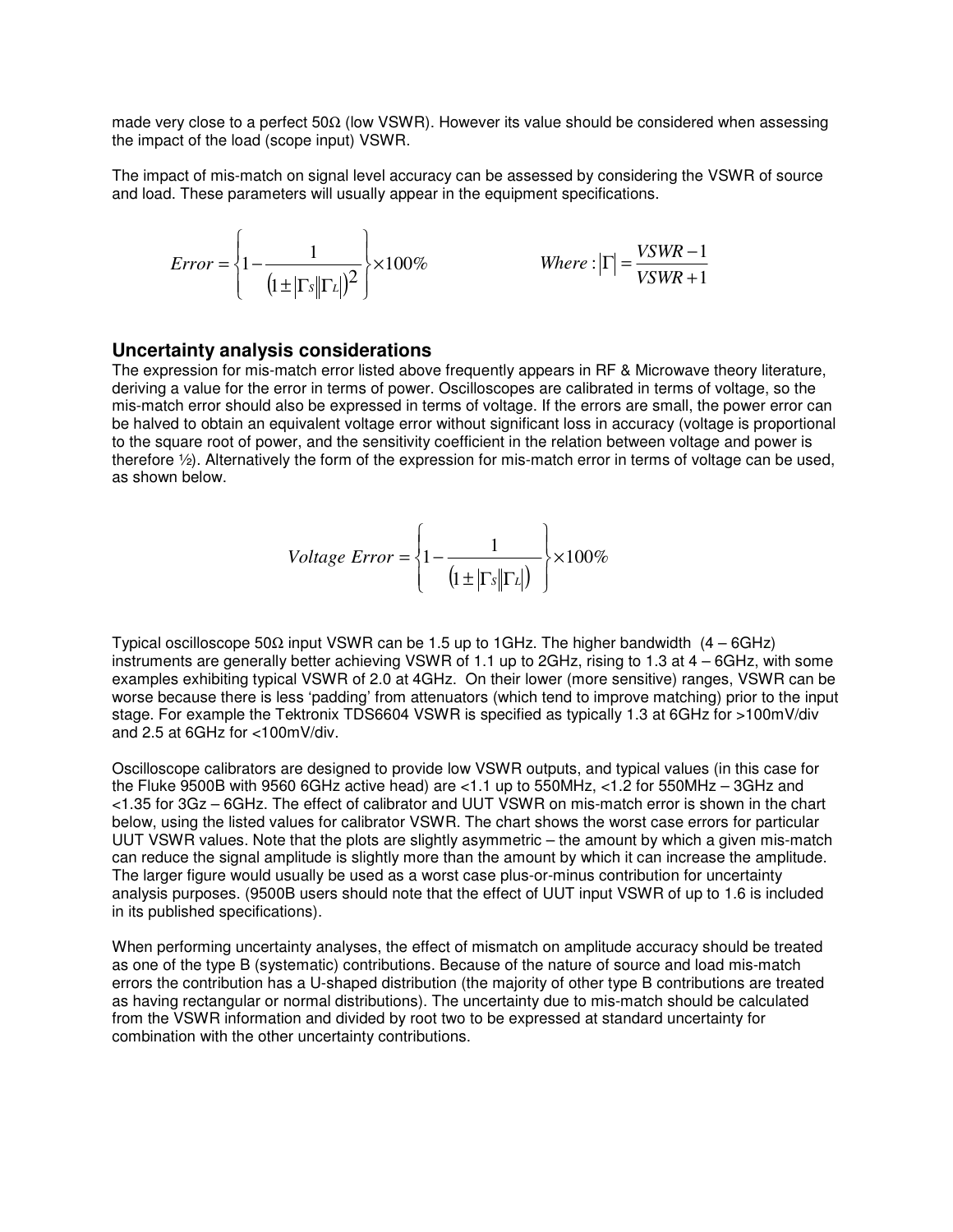made very close to a perfect 50Ω (low VSWR). However its value should be considered when assessing the impact of the load (scope input) VSWR.

The impact of mis-match on signal level accuracy can be assessed by considering the VSWR of source and load. These parameters will usually appear in the equipment specifications.

$$Error = \left\{ 1 - \frac{1}{\left(1 \pm |\Gamma_S||\Gamma_L|\right)^2} \right\} \times 100\% \qquad Where: |\Gamma| = \frac{VSWR - 1}{VSWR + 1}$$

## Uncertainty analysis considerations

The expression for mis-match error listed above frequently appears in RF & Microwave theory literature, deriving a value for the error in terms of power. Oscilloscopes are calibrated in terms of voltage, so the mis-match error should also be expressed in terms of voltage. If the errors are small, the power error can be halved to obtain an equivalent voltage error without significant loss in accuracy (voltage is proportional to the square root of power, and the sensitivity coefficient in the relation between voltage and power is therefore ½). Alternatively the form of the expression for mis-match error in terms of voltage can be used, as shown below.

$$Voltage\ Error = \left\{ 1 - \frac{1}{\left(1 \pm |\Gamma_S||\Gamma_L|\right)} \right\} \times 100\%$$

Typical oscilloscope 50Ω input VSWR can be 1.5 up to 1GHz. The higher bandwidth (4 – 6GHz) instruments are generally better achieving VSWR of 1.1 up to 2GHz, rising to 1.3 at 4 – 6GHz, with some examples exhibiting typical VSWR of 2.0 at 4GHz. On their lower (more sensitive) ranges, VSWR can be worse because there is less 'padding' from attenuators (which tend to improve matching) prior to the input stage. For example the Tektronix TDS6604 VSWR is specified as typically 1.3 at 6GHz for >100mV/div and 2.5 at 6GHz for <100mV/div.

Oscilloscope calibrators are designed to provide low VSWR outputs, and typical values (in this case for the Fluke 9500B with 9560 6GHz active head) are <1.1 up to 550MHz, <1.2 for 550MHz – 3GHz and <1.35 for 3Gz – 6GHz. The effect of calibrator and UUT VSWR on mis-match error is shown in the chart below, using the listed values for calibrator VSWR. The chart shows the worst case errors for particular UUT VSWR values. Note that the plots are slightly asymmetric – the amount by which a given mis-match can reduce the signal amplitude is slightly more than the amount by which it can increase the amplitude. The larger figure would usually be used as a worst case plus-or-minus contribution for uncertainty analysis purposes. (9500B users should note that the effect of UUT input VSWR of up to 1.6 is included in its published specifications).

When performing uncertainty analyses, the effect of mismatch on amplitude accuracy should be treated as one of the type B (systematic) contributions. Because of the nature of source and load mis-match errors the contribution has a U-shaped distribution (the majority of other type B contributions are treated as having rectangular or normal distributions). The uncertainty due to mis-match should be calculated from the VSWR information and divided by root two to be expressed at standard uncertainty for combination with the other uncertainty contributions.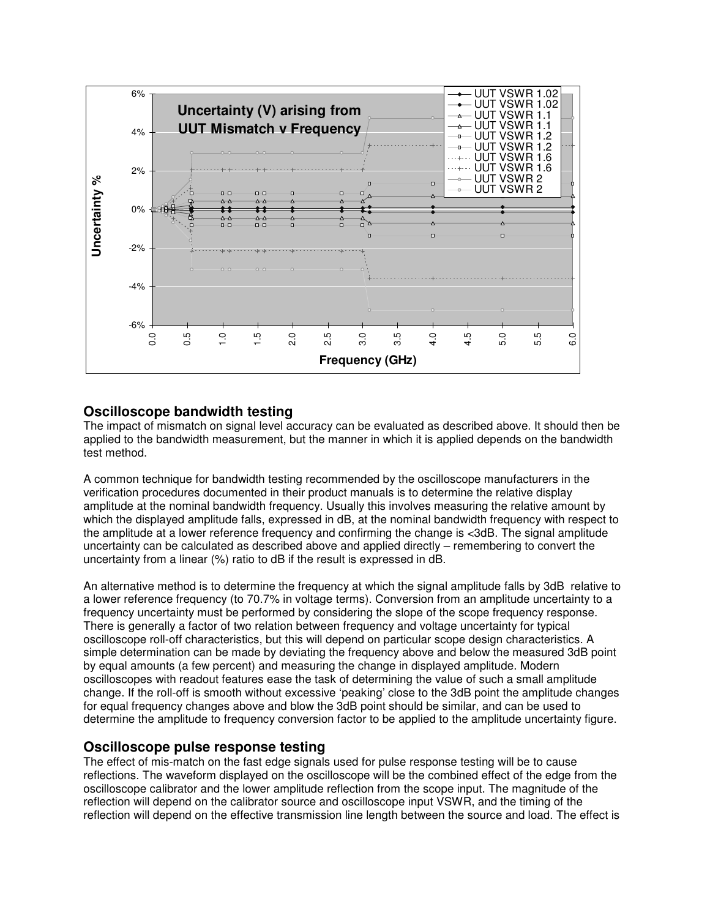## Oscilloscope bandwidth testing

The impact of mismatch on signal level accuracy can be evaluated as described above. It should then be applied to the bandwidth measurement, but the manner in which it is applied depends on the bandwidth test method.

A common technique for bandwidth testing recommended by the oscilloscope manufacturers in the verification procedures documented in their product manuals is to determine the relative display amplitude at the nominal bandwidth frequency. Usually this involves measuring the relative amount by which the displayed amplitude falls, expressed in dB, at the nominal bandwidth frequency with respect to the amplitude at a lower reference frequency and confirming the change is <3dB. The signal amplitude uncertainty can be calculated as described above and applied directly – remembering to convert the uncertainty from a linear (%) ratio to dB if the result is expressed in dB.

An alternative method is to determine the frequency at which the signal amplitude falls by 3dB relative to a lower reference frequency (to 70.7% in voltage terms). Conversion from an amplitude uncertainty to a frequency uncertainty must be performed by considering the slope of the scope frequency response. There is generally a factor of two relation between frequency and voltage uncertainty for typical oscilloscope roll-off characteristics, but this will depend on particular scope design characteristics. A simple determination can be made by deviating the frequency above and below the measured 3dB point by equal amounts (a few percent) and measuring the change in displayed amplitude. Modern oscilloscopes with readout features ease the task of determining the value of such a small amplitude change. If the roll-off is smooth without excessive 'peaking' close to the 3dB point the amplitude changes for equal frequency changes above and blow the 3dB point should be similar, and can be used to determine the amplitude to frequency conversion factor to be applied to the amplitude uncertainty figure.

## Oscilloscope pulse response testing

The effect of mis-match on the fast edge signals used for pulse response testing will be to cause reflections. The waveform displayed on the oscilloscope will be the combined effect of the edge from the oscilloscope calibrator and the lower amplitude reflection from the scope input. The magnitude of the reflection will depend on the calibrator source and oscilloscope input VSWR, and the timing of the reflection will depend on the effective transmission line length between the source and load. The effect is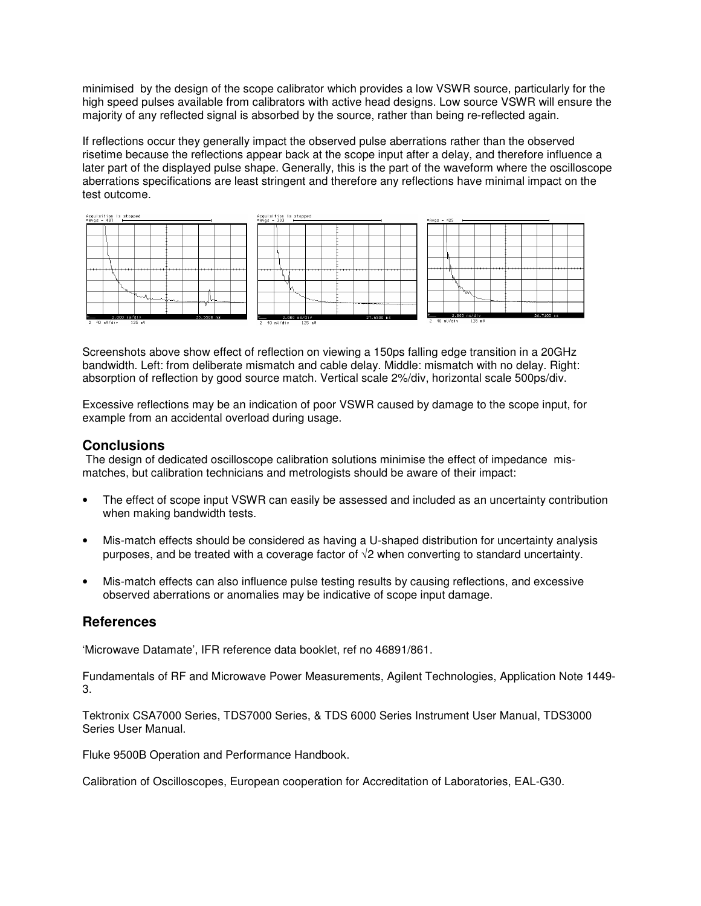minimised by the design of the scope calibrator which provides a low VSWR source, particularly for the high speed pulses available from calibrators with active head designs. Low source VSWR will ensure the majority of any reflected signal is absorbed by the source, rather than being re-reflected again.

If reflections occur they generally impact the observed pulse aberrations rather than the observed risetime because the reflections appear back at the scope input after a delay, and therefore influence a later part of the displayed pulse shape. Generally, this is the part of the waveform where the oscilloscope aberrations specifications are least stringent and therefore any reflections have minimal impact on the test outcome.

Acquisition is stopped
#Avgs = 437
2.000 ns/div
33.5500 ns
2 40 mV/div 125 mV

Acquisition is stopped
#Avgs = 303
2.000 ns/div
27.6500 ns
2 40 mV/div 125 mV

#Avgs = 425
2.000 ns/div
26.7100 ns
2 40 mV/div 125 mV

Screenshots above show effect of reflection on viewing a 150ps falling edge transition in a 20GHz bandwidth. Left: from deliberate mismatch and cable delay. Middle: mismatch with no delay. Right: absorption of reflection by good source match. Vertical scale 2%/div, horizontal scale 500ps/div.

Excessive reflections may be an indication of poor VSWR caused by damage to the scope input, for example from an accidental overload during usage.

## Conclusions

The design of dedicated oscilloscope calibration solutions minimise the effect of impedance mis-matches, but calibration technicians and metrologists should be aware of their impact:

- The effect of scope input VSWR can easily be assessed and included as an uncertainty contribution when making bandwidth tests.
- Mis-match effects should be considered as having a U-shaped distribution for uncertainty analysis purposes, and be treated with a coverage factor of $\sqrt{2}$ when converting to standard uncertainty.
- Mis-match effects can also influence pulse testing results by causing reflections, and excessive observed aberrations or anomalies may be indicative of scope input damage.

## References

'Microwave Datamate', IFR reference data booklet, ref no 46891/861.

Fundamentals of RF and Microwave Power Measurements, Agilent Technologies, Application Note 1449-3.

Tektronix CSA7000 Series, TDS7000 Series, & TDS 6000 Series Instrument User Manual, TDS3000 Series User Manual.

Fluke 9500B Operation and Performance Handbook.

Calibration of Oscilloscopes, European cooperation for Accreditation of Laboratories, EAL-G30.